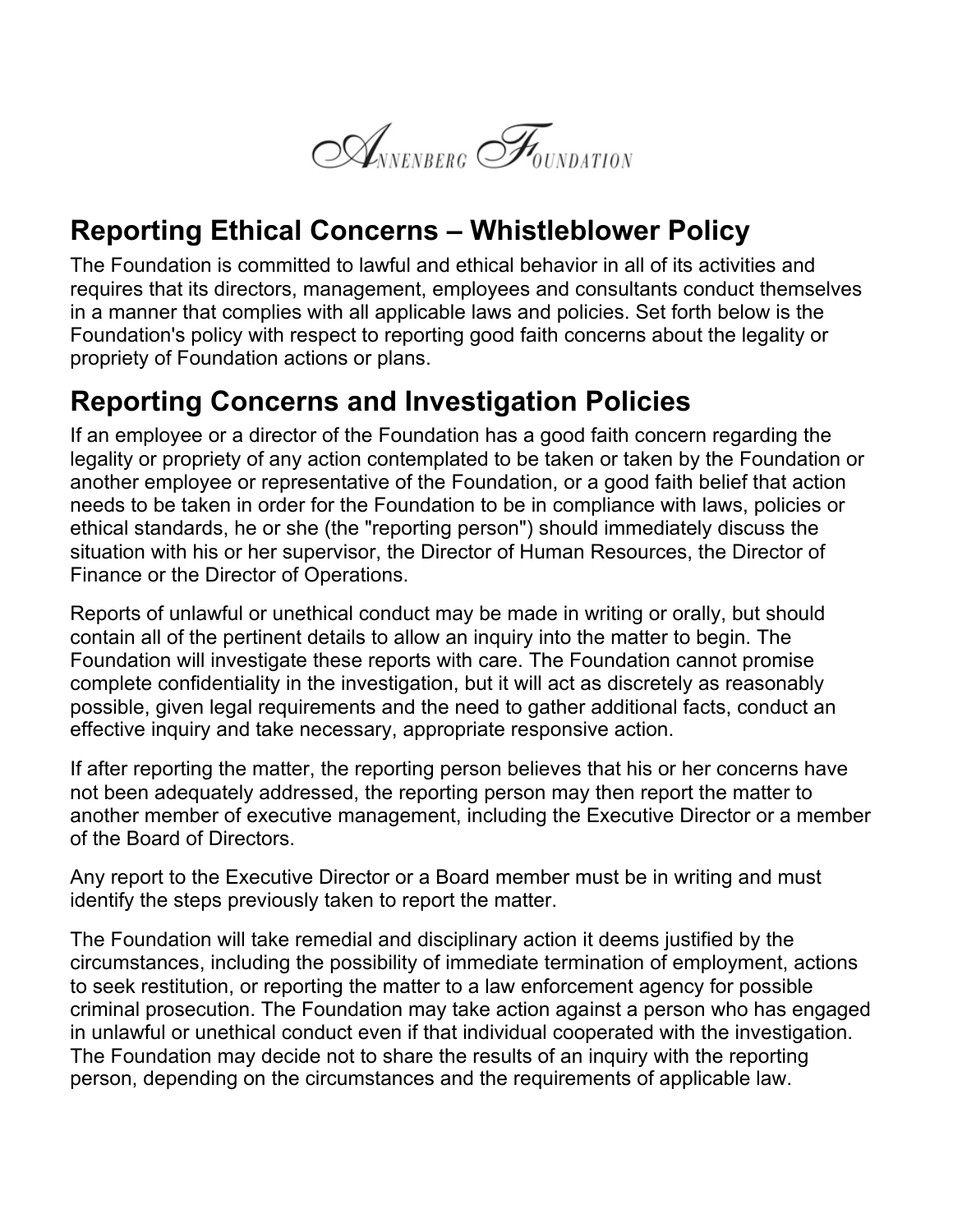Annenberg Foundation

## Reporting Ethical Concerns – Whistleblower Policy

The Foundation is committed to lawful and ethical behavior in all of its activities and requires that its directors, management, employees and consultants conduct themselves in a manner that complies with all applicable laws and policies. Set forth below is the Foundation's policy with respect to reporting good faith concerns about the legality or propriety of Foundation actions or plans.

## Reporting Concerns and Investigation Policies

If an employee or a director of the Foundation has a good faith concern regarding the legality or propriety of any action contemplated to be taken or taken by the Foundation or another employee or representative of the Foundation, or a good faith belief that action needs to be taken in order for the Foundation to be in compliance with laws, policies or ethical standards, he or she (the "reporting person") should immediately discuss the situation with his or her supervisor, the Director of Human Resources, the Director of Finance or the Director of Operations.

Reports of unlawful or unethical conduct may be made in writing or orally, but should contain all of the pertinent details to allow an inquiry into the matter to begin. The Foundation will investigate these reports with care. The Foundation cannot promise complete confidentiality in the investigation, but it will act as discretely as reasonably possible, given legal requirements and the need to gather additional facts, conduct an effective inquiry and take necessary, appropriate responsive action.

If after reporting the matter, the reporting person believes that his or her concerns have not been adequately addressed, the reporting person may then report the matter to another member of executive management, including the Executive Director or a member of the Board of Directors.

Any report to the Executive Director or a Board member must be in writing and must identify the steps previously taken to report the matter.

The Foundation will take remedial and disciplinary action it deems justified by the circumstances, including the possibility of immediate termination of employment, actions to seek restitution, or reporting the matter to a law enforcement agency for possible criminal prosecution. The Foundation may take action against a person who has engaged in unlawful or unethical conduct even if that individual cooperated with the investigation. The Foundation may decide not to share the results of an inquiry with the reporting person, depending on the circumstances and the requirements of applicable law.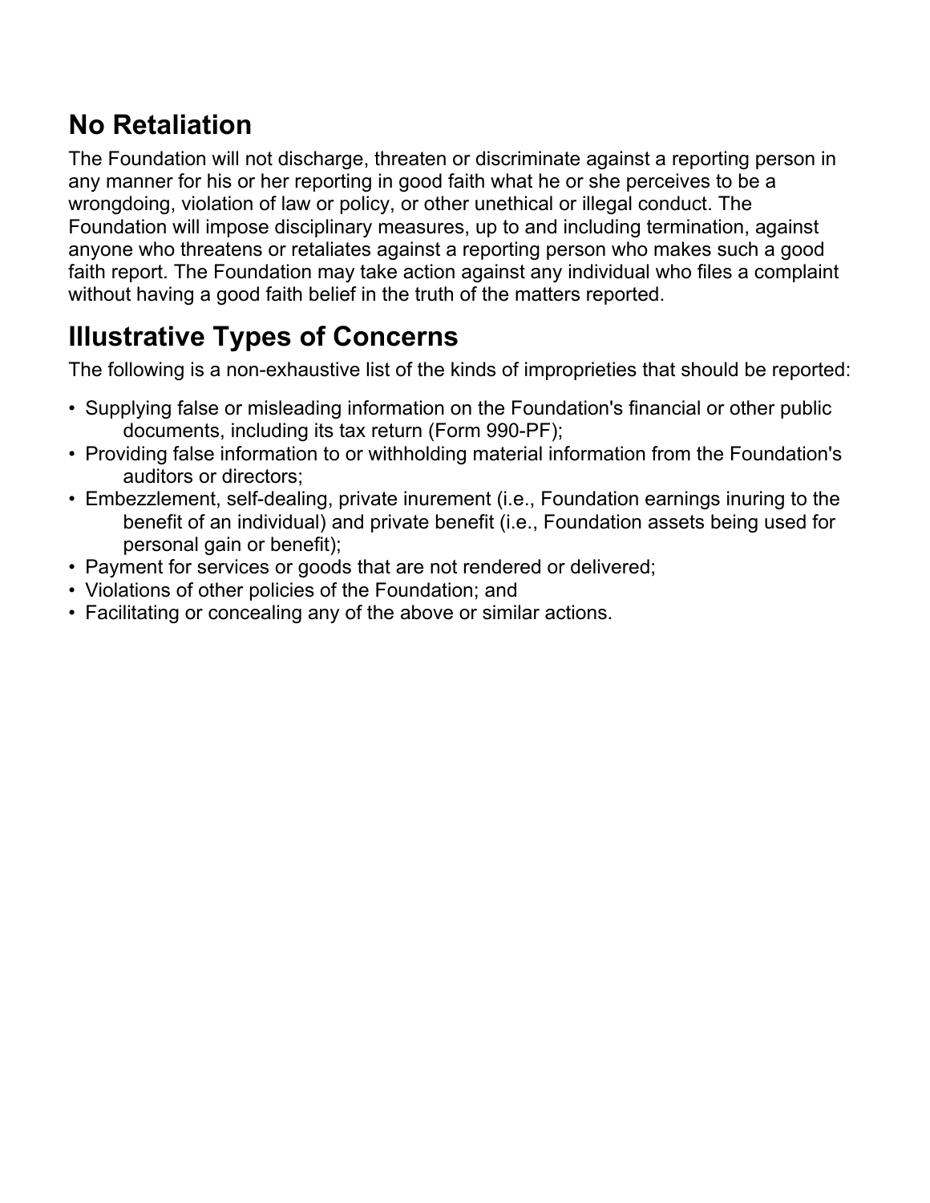## No Retaliation

The Foundation will not discharge, threaten or discriminate against a reporting person in any manner for his or her reporting in good faith what he or she perceives to be a wrongdoing, violation of law or policy, or other unethical or illegal conduct. The Foundation will impose disciplinary measures, up to and including termination, against anyone who threatens or retaliates against a reporting person who makes such a good faith report. The Foundation may take action against any individual who files a complaint without having a good faith belief in the truth of the matters reported.

## Illustrative Types of Concerns

The following is a non-exhaustive list of the kinds of improprieties that should be reported:

- Supplying false or misleading information on the Foundation's financial or other public documents, including its tax return (Form 990-PF);
- Providing false information to or withholding material information from the Foundation's auditors or directors;
- Embezzlement, self-dealing, private inurement (i.e., Foundation earnings inuring to the benefit of an individual) and private benefit (i.e., Foundation assets being used for personal gain or benefit);
- Payment for services or goods that are not rendered or delivered;
- Violations of other policies of the Foundation; and
- Facilitating or concealing any of the above or similar actions.